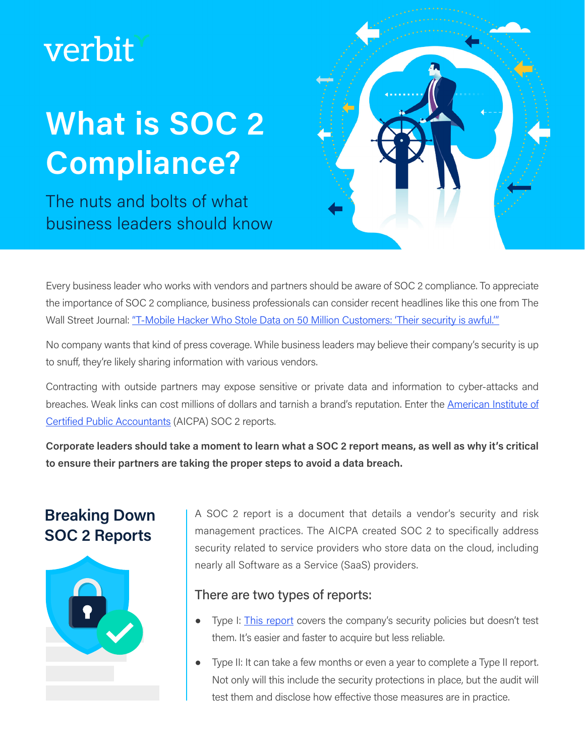verbit

# What is SOC 2 Compliance?

The nuts and bolts of what business leaders should know

Every business leader who works with vendors and partners should be aware of SOC 2 compliance. To appreciate the importance of SOC 2 compliance, business professionals can consider recent headlines like this one from The Wall Street Journal: "T-Mobile Hacker Who Stole Data on 50 Million Customers: 'Their security is awful.'"

No company wants that kind of press coverage. While business leaders may believe their company's security is up to snuff, they're likely sharing information with various vendors.

Contracting with outside partners may expose sensitive or private data and information to cyber-attacks and breaches. Weak links can cost millions of dollars and tarnish a brand's reputation. Enter the American Institute of Certified Public Accountants (AICPA) SOC 2 reports.

**Corporate leaders should take a moment to learn what a SOC 2 report means, as well as why it's critical to ensure their partners are taking the proper steps to avoid a data breach.**

## Breaking Down SOC 2 Reports

A SOC 2 report is a document that details a vendor's security and risk management practices. The AICPA created SOC 2 to specifically address security related to service providers who store data on the cloud, including nearly all Software as a Service (SaaS) providers.

### There are two types of reports:

- Type I: This report covers the company's security policies but doesn't test them. It's easier and faster to acquire but less reliable.
- Type II: It can take a few months or even a year to complete a Type II report. Not only will this include the security protections in place, but the audit will test them and disclose how effective those measures are in practice.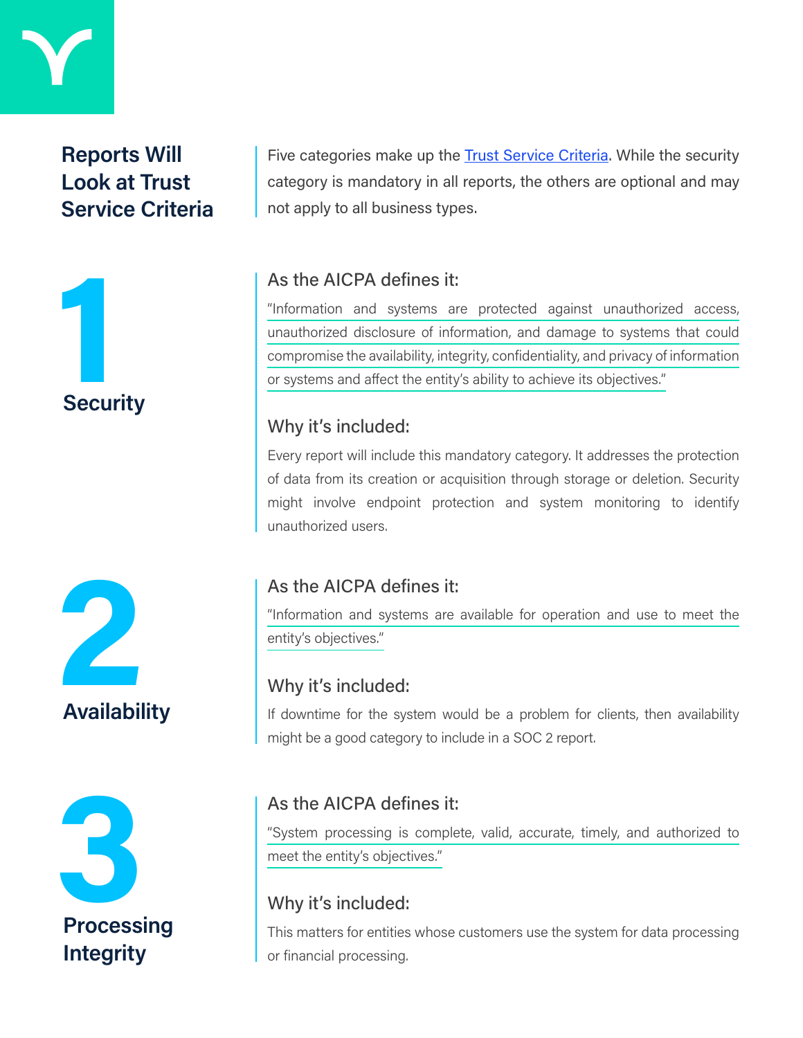## Reports Will Look at Trust Service Criteria

Five categories make up the [Trust Service Criteria](). While the security category is mandatory in all reports, the others are optional and may not apply to all business types.

## 1 Security

### As the AICPA defines it:

"Information and systems are protected against unauthorized access, unauthorized disclosure of information, and damage to systems that could compromise the availability, integrity, confidentiality, and privacy of information or systems and affect the entity's ability to achieve its objectives."

### Why it's included:

Every report will include this mandatory category. It addresses the protection of data from its creation or acquisition through storage or deletion. Security might involve endpoint protection and system monitoring to identify unauthorized users.

## 2 Availability

### As the AICPA defines it:

"Information and systems are available for operation and use to meet the entity's objectives."

### Why it's included:

If downtime for the system would be a problem for clients, then availability might be a good category to include in a SOC 2 report.

## 3 Processing Integrity

### As the AICPA defines it:

"System processing is complete, valid, accurate, timely, and authorized to meet the entity's objectives."

### Why it's included:

This matters for entities whose customers use the system for data processing or financial processing.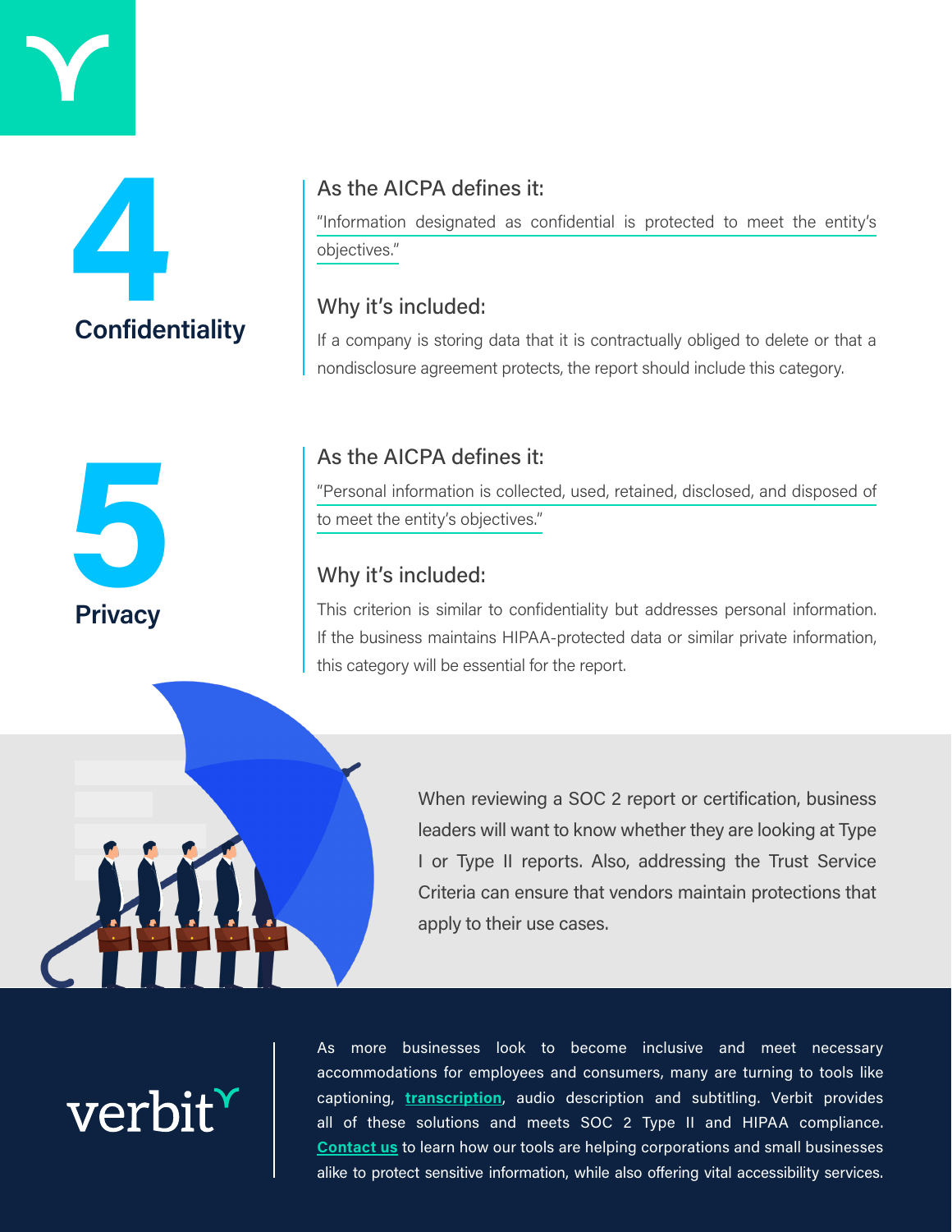## 4 Confidentiality

### As the AICPA defines it:

"Information designated as confidential is protected to meet the entity's objectives."

### Why it's included:

If a company is storing data that it is contractually obliged to delete or that a nondisclosure agreement protects, the report should include this category.

## 5 Privacy

### As the AICPA defines it:

"Personal information is collected, used, retained, disclosed, and disposed of to meet the entity's objectives."

### Why it's included:

This criterion is similar to confidentiality but addresses personal information. If the business maintains HIPAA-protected data or similar private information, this category will be essential for the report.

When reviewing a SOC 2 report or certification, business leaders will want to know whether they are looking at Type I or Type II reports. Also, addressing the Trust Service Criteria can ensure that vendors maintain protections that apply to their use cases.

verbit

As more businesses look to become inclusive and meet necessary accommodations for employees and consumers, many are turning to tools like captioning, **transcription**, audio description and subtitling. Verbit provides all of these solutions and meets SOC 2 Type II and HIPAA compliance. **Contact us** to learn how our tools are helping corporations and small businesses alike to protect sensitive information, while also offering vital accessibility services.